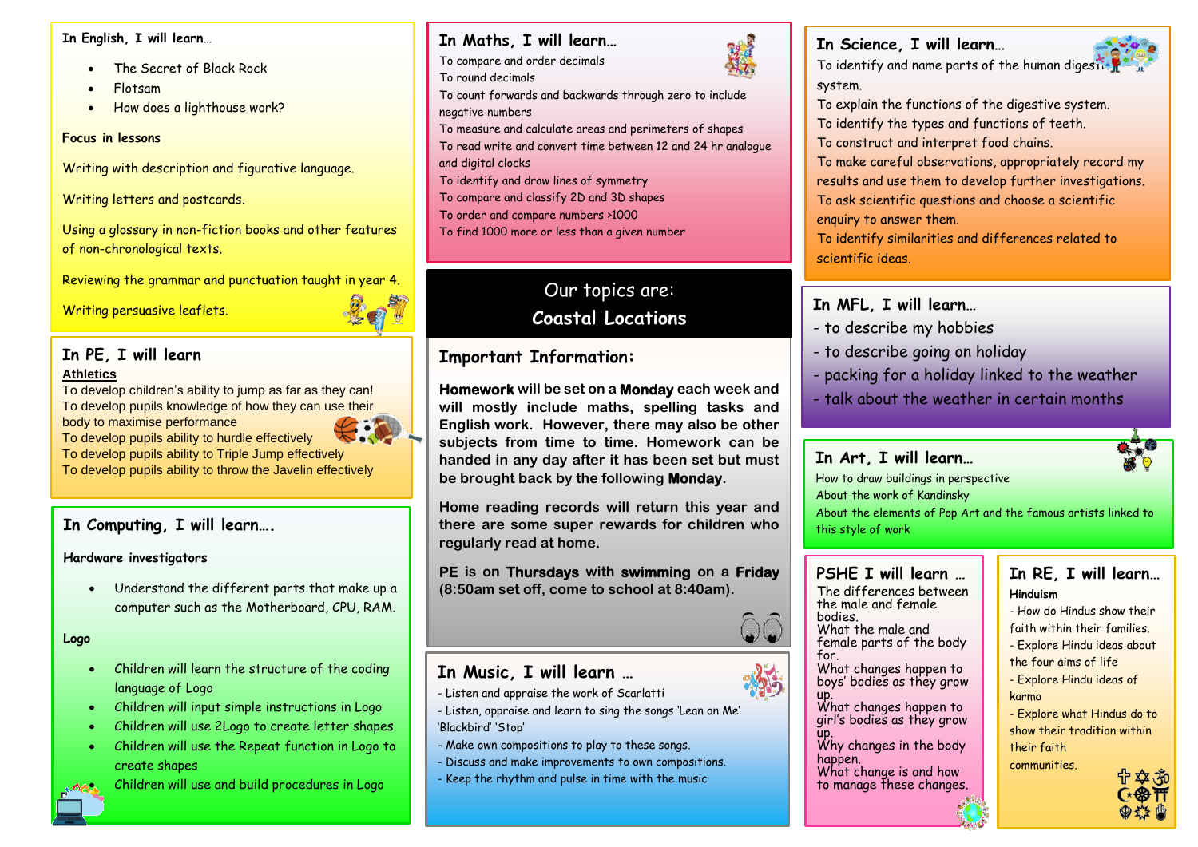## Our topics are:
## Coastal Locations

### In English, I will learn…

- The Secret of Black Rock
- Flotsam
- How does a lighthouse work?

**Focus in lessons**

Writing with description and figurative language.

Writing letters and postcards.

Using a glossary in non-fiction books and other features of non-chronological texts.

Reviewing the grammar and punctuation taught in year 4.

Writing persuasive leaflets.

### In Maths, I will learn…

To compare and order decimals
To round decimals
To count forwards and backwards through zero to include negative numbers
To measure and calculate areas and perimeters of shapes
To read write and convert time between 12 and 24 hr analogue and digital clocks
To identify and draw lines of symmetry
To compare and classify 2D and 3D shapes
To order and compare numbers >1000
To find 1000 more or less than a given number

### In Science, I will learn…

To identify and name parts of the human digestive system.
To explain the functions of the digestive system.
To identify the types and functions of teeth.
To construct and interpret food chains.
To make careful observations, appropriately record my results and use them to develop further investigations.
To ask scientific questions and choose a scientific enquiry to answer them.
To identify similarities and differences related to scientific ideas.

### In PE, I will learn

**Athletics**
To develop children's ability to jump as far as they can!
To develop pupils knowledge of how they can use their body to maximise performance
To develop pupils ability to hurdle effectively
To develop pupils ability to Triple Jump effectively
To develop pupils ability to throw the Javelin effectively

### Important Information:

**Homework** will be set on a **Monday** each week and will mostly include maths, spelling tasks and English work. However, there may also be other subjects from time to time. Homework can be handed in any day after it has been set but must be brought back by the following **Monday**.

Home reading records will return this year and there are some super rewards for children who regularly read at home.

**PE** is on **Thursdays** with **swimming** on a **Friday** (8:50am set off, come to school at 8:40am).

### In MFL, I will learn…

- to describe my hobbies
- to describe going on holiday
- packing for a holiday linked to the weather
- talk about the weather in certain months

### In Art, I will learn…

How to draw buildings in perspective
About the work of Kandinsky
About the elements of Pop Art and the famous artists linked to this style of work

### In Computing, I will learn….

**Hardware investigators**

- Understand the different parts that make up a computer such as the Motherboard, CPU, RAM.

**Logo**

- Children will learn the structure of the coding language of Logo
- Children will input simple instructions in Logo
- Children will use 2Logo to create letter shapes
- Children will use the Repeat function in Logo to create shapes
- Children will use and build procedures in Logo

### In Music, I will learn …

- Listen and appraise the work of Scarlatti
- Listen, appraise and learn to sing the songs 'Lean on Me' 'Blackbird' 'Stop'
- Make own compositions to play to these songs.
- Discuss and make improvements to own compositions.
- Keep the rhythm and pulse in time with the music

### PSHE I will learn …

The differences between the male and female bodies.
What the male and female parts of the body for.
What changes happen to boys' bodies as they grow up.
What changes happen to girl's bodies as they grow up.
Why changes in the body happen.
What change is and how to manage these changes.

### In RE, I will learn…

**Hinduism**
- How do Hindus show their faith within their families.
- Explore Hindu ideas about the four aims of life
- Explore Hindu ideas of karma
- Explore what Hindus do to show their tradition within their faith communities.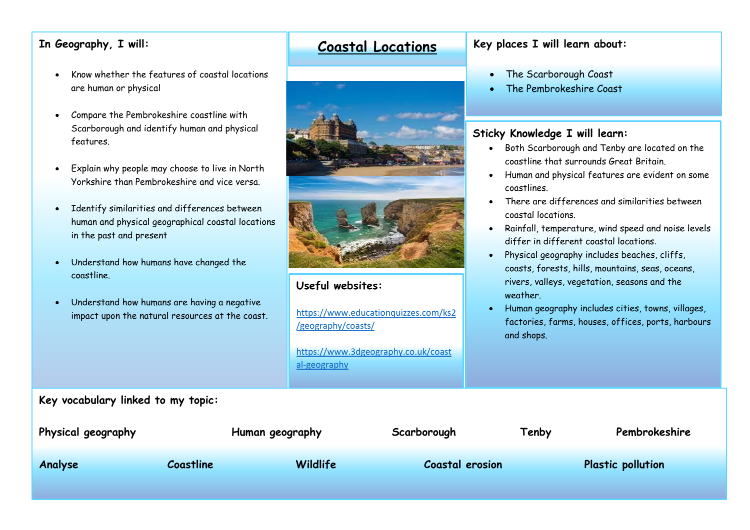# Coastal Locations

## In Geography, I will:

- Know whether the features of coastal locations are human or physical
- Compare the Pembrokeshire coastline with Scarborough and identify human and physical features.
- Explain why people may choose to live in North Yorkshire than Pembrokeshire and vice versa.
- Identify similarities and differences between human and physical geographical coastal locations in the past and present
- Understand how humans have changed the coastline.
- Understand how humans are having a negative impact upon the natural resources at the coast.

## Useful websites:

https://www.educationquizzes.com/ks2/geography/coasts/

https://www.3dgeography.co.uk/coastal-geography

## Key places I will learn about:

- The Scarborough Coast
- The Pembrokeshire Coast

## Sticky Knowledge I will learn:

- Both Scarborough and Tenby are located on the coastline that surrounds Great Britain.
- Human and physical features are evident on some coastlines.
- There are differences and similarities between coastal locations.
- Rainfall, temperature, wind speed and noise levels differ in different coastal locations.
- Physical geography includes beaches, cliffs, coasts, forests, hills, mountains, seas, oceans, rivers, valleys, vegetation, seasons and the weather.
- Human geography includes cities, towns, villages, factories, farms, houses, offices, ports, harbours and shops.

## Key vocabulary linked to my topic:

**Physical geography** **Human geography** **Scarborough** **Tenby** **Pembrokeshire**

**Analyse** **Coastline** **Wildlife** **Coastal erosion** **Plastic pollution**